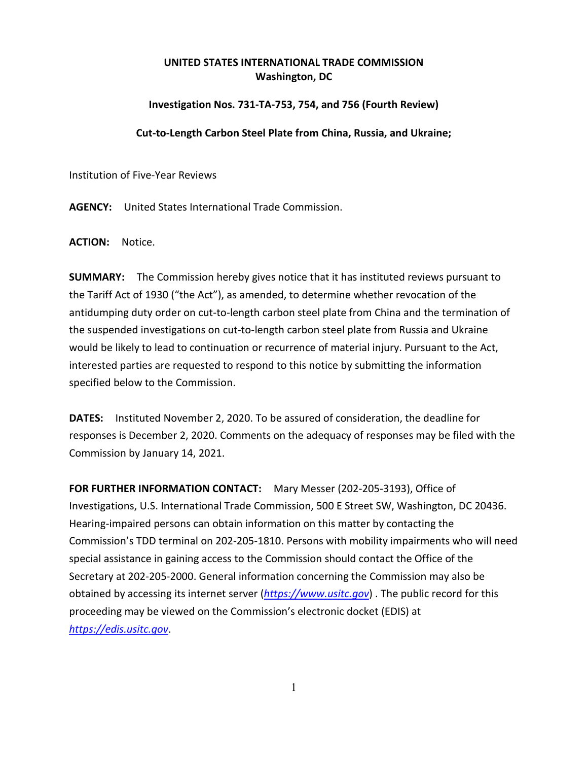# UNITED STATES INTERNATIONAL TRADE COMMISSION
## Washington, DC

### Investigation Nos. 731-TA-753, 754, and 756 (Fourth Review)

### Cut-to-Length Carbon Steel Plate from China, Russia, and Ukraine;

Institution of Five-Year Reviews

**AGENCY:** United States International Trade Commission.

**ACTION:** Notice.

**SUMMARY:** The Commission hereby gives notice that it has instituted reviews pursuant to the Tariff Act of 1930 ("the Act"), as amended, to determine whether revocation of the antidumping duty order on cut-to-length carbon steel plate from China and the termination of the suspended investigations on cut-to-length carbon steel plate from Russia and Ukraine would be likely to lead to continuation or recurrence of material injury. Pursuant to the Act, interested parties are requested to respond to this notice by submitting the information specified below to the Commission.

**DATES:** Instituted November 2, 2020. To be assured of consideration, the deadline for responses is December 2, 2020. Comments on the adequacy of responses may be filed with the Commission by January 14, 2021.

**FOR FURTHER INFORMATION CONTACT:** Mary Messer (202-205-3193), Office of Investigations, U.S. International Trade Commission, 500 E Street SW, Washington, DC 20436. Hearing-impaired persons can obtain information on this matter by contacting the Commission's TDD terminal on 202-205-1810. Persons with mobility impairments who will need special assistance in gaining access to the Commission should contact the Office of the Secretary at 202-205-2000. General information concerning the Commission may also be obtained by accessing its internet server (*https://www.usitc.gov*) . The public record for this proceeding may be viewed on the Commission's electronic docket (EDIS) at *https://edis.usitc.gov*.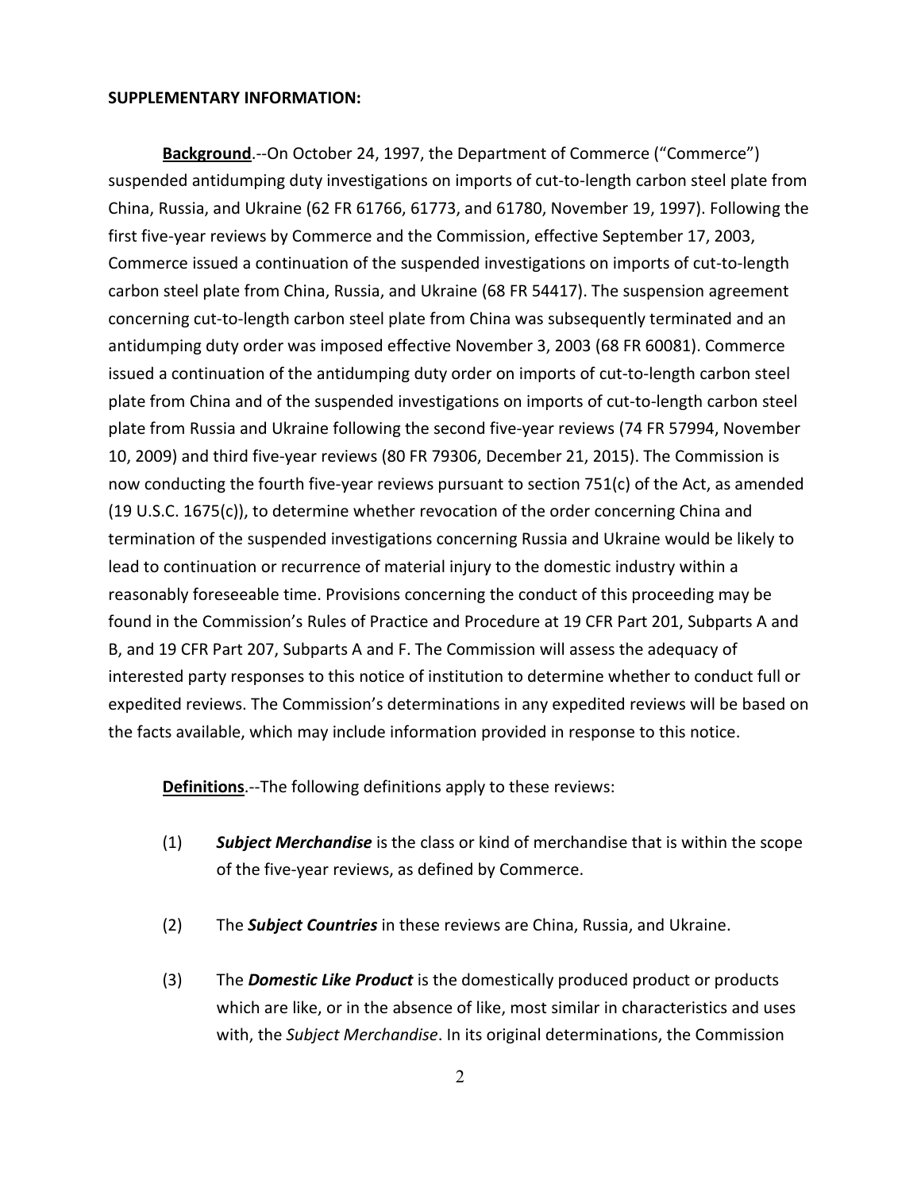**SUPPLEMENTARY INFORMATION:**

**Background**.--On October 24, 1997, the Department of Commerce ("Commerce") suspended antidumping duty investigations on imports of cut-to-length carbon steel plate from China, Russia, and Ukraine (62 FR 61766, 61773, and 61780, November 19, 1997). Following the first five-year reviews by Commerce and the Commission, effective September 17, 2003, Commerce issued a continuation of the suspended investigations on imports of cut-to-length carbon steel plate from China, Russia, and Ukraine (68 FR 54417). The suspension agreement concerning cut-to-length carbon steel plate from China was subsequently terminated and an antidumping duty order was imposed effective November 3, 2003 (68 FR 60081). Commerce issued a continuation of the antidumping duty order on imports of cut-to-length carbon steel plate from China and of the suspended investigations on imports of cut-to-length carbon steel plate from Russia and Ukraine following the second five-year reviews (74 FR 57994, November 10, 2009) and third five-year reviews (80 FR 79306, December 21, 2015). The Commission is now conducting the fourth five-year reviews pursuant to section 751(c) of the Act, as amended (19 U.S.C. 1675(c)), to determine whether revocation of the order concerning China and termination of the suspended investigations concerning Russia and Ukraine would be likely to lead to continuation or recurrence of material injury to the domestic industry within a reasonably foreseeable time. Provisions concerning the conduct of this proceeding may be found in the Commission's Rules of Practice and Procedure at 19 CFR Part 201, Subparts A and B, and 19 CFR Part 207, Subparts A and F. The Commission will assess the adequacy of interested party responses to this notice of institution to determine whether to conduct full or expedited reviews. The Commission's determinations in any expedited reviews will be based on the facts available, which may include information provided in response to this notice.

**Definitions**.--The following definitions apply to these reviews:

(1) ***Subject Merchandise*** is the class or kind of merchandise that is within the scope of the five-year reviews, as defined by Commerce.

(2) The ***Subject Countries*** in these reviews are China, Russia, and Ukraine.

(3) The ***Domestic Like Product*** is the domestically produced product or products which are like, or in the absence of like, most similar in characteristics and uses with, the *Subject Merchandise*. In its original determinations, the Commission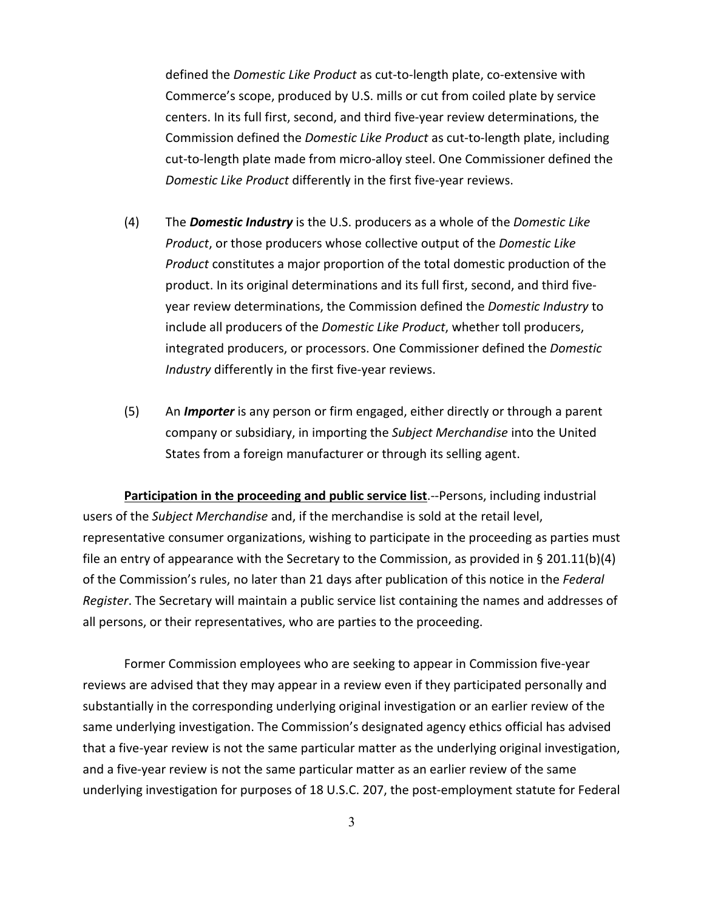defined the *Domestic Like Product* as cut-to-length plate, co-extensive with Commerce's scope, produced by U.S. mills or cut from coiled plate by service centers. In its full first, second, and third five-year review determinations, the Commission defined the *Domestic Like Product* as cut-to-length plate, including cut-to-length plate made from micro-alloy steel. One Commissioner defined the *Domestic Like Product* differently in the first five-year reviews.

(4) The ***Domestic Industry*** is the U.S. producers as a whole of the *Domestic Like Product*, or those producers whose collective output of the *Domestic Like Product* constitutes a major proportion of the total domestic production of the product. In its original determinations and its full first, second, and third five-year review determinations, the Commission defined the *Domestic Industry* to include all producers of the *Domestic Like Product*, whether toll producers, integrated producers, or processors. One Commissioner defined the *Domestic Industry* differently in the first five-year reviews.

(5) An ***Importer*** is any person or firm engaged, either directly or through a parent company or subsidiary, in importing the *Subject Merchandise* into the United States from a foreign manufacturer or through its selling agent.

**Participation in the proceeding and public service list**.--Persons, including industrial users of the *Subject Merchandise* and, if the merchandise is sold at the retail level, representative consumer organizations, wishing to participate in the proceeding as parties must file an entry of appearance with the Secretary to the Commission, as provided in § 201.11(b)(4) of the Commission's rules, no later than 21 days after publication of this notice in the *Federal Register*. The Secretary will maintain a public service list containing the names and addresses of all persons, or their representatives, who are parties to the proceeding.

Former Commission employees who are seeking to appear in Commission five-year reviews are advised that they may appear in a review even if they participated personally and substantially in the corresponding underlying original investigation or an earlier review of the same underlying investigation. The Commission's designated agency ethics official has advised that a five-year review is not the same particular matter as the underlying original investigation, and a five-year review is not the same particular matter as an earlier review of the same underlying investigation for purposes of 18 U.S.C. 207, the post-employment statute for Federal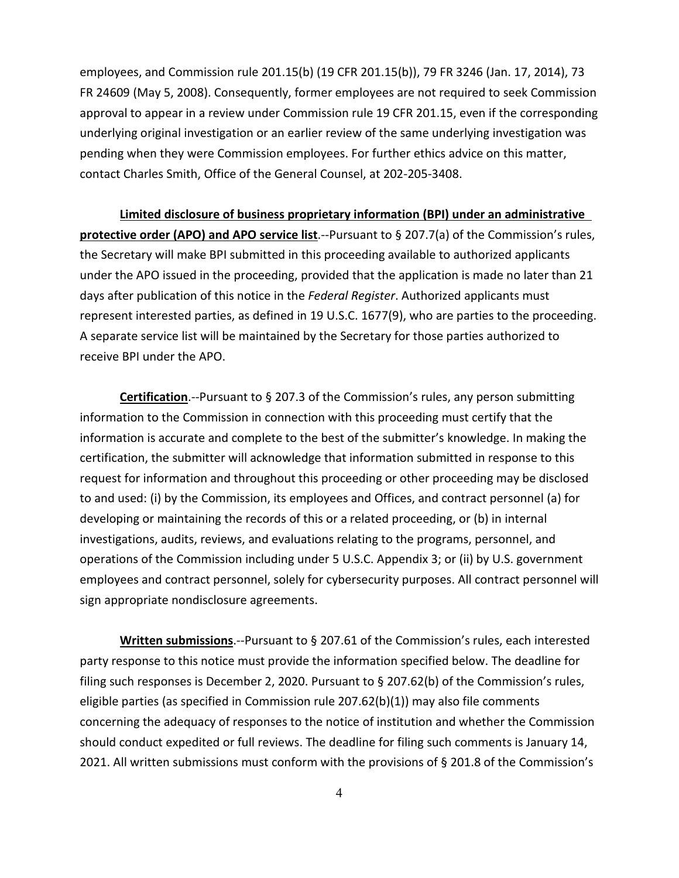employees, and Commission rule 201.15(b) (19 CFR 201.15(b)), 79 FR 3246 (Jan. 17, 2014), 73 FR 24609 (May 5, 2008). Consequently, former employees are not required to seek Commission approval to appear in a review under Commission rule 19 CFR 201.15, even if the corresponding underlying original investigation or an earlier review of the same underlying investigation was pending when they were Commission employees. For further ethics advice on this matter, contact Charles Smith, Office of the General Counsel, at 202-205-3408.

**Limited disclosure of business proprietary information (BPI) under an administrative protective order (APO) and APO service list**.--Pursuant to § 207.7(a) of the Commission's rules, the Secretary will make BPI submitted in this proceeding available to authorized applicants under the APO issued in the proceeding, provided that the application is made no later than 21 days after publication of this notice in the *Federal Register*. Authorized applicants must represent interested parties, as defined in 19 U.S.C. 1677(9), who are parties to the proceeding. A separate service list will be maintained by the Secretary for those parties authorized to receive BPI under the APO.

**Certification**.--Pursuant to § 207.3 of the Commission's rules, any person submitting information to the Commission in connection with this proceeding must certify that the information is accurate and complete to the best of the submitter's knowledge. In making the certification, the submitter will acknowledge that information submitted in response to this request for information and throughout this proceeding or other proceeding may be disclosed to and used: (i) by the Commission, its employees and Offices, and contract personnel (a) for developing or maintaining the records of this or a related proceeding, or (b) in internal investigations, audits, reviews, and evaluations relating to the programs, personnel, and operations of the Commission including under 5 U.S.C. Appendix 3; or (ii) by U.S. government employees and contract personnel, solely for cybersecurity purposes. All contract personnel will sign appropriate nondisclosure agreements.

**Written submissions**.--Pursuant to § 207.61 of the Commission's rules, each interested party response to this notice must provide the information specified below. The deadline for filing such responses is December 2, 2020. Pursuant to § 207.62(b) of the Commission's rules, eligible parties (as specified in Commission rule 207.62(b)(1)) may also file comments concerning the adequacy of responses to the notice of institution and whether the Commission should conduct expedited or full reviews. The deadline for filing such comments is January 14, 2021. All written submissions must conform with the provisions of § 201.8 of the Commission's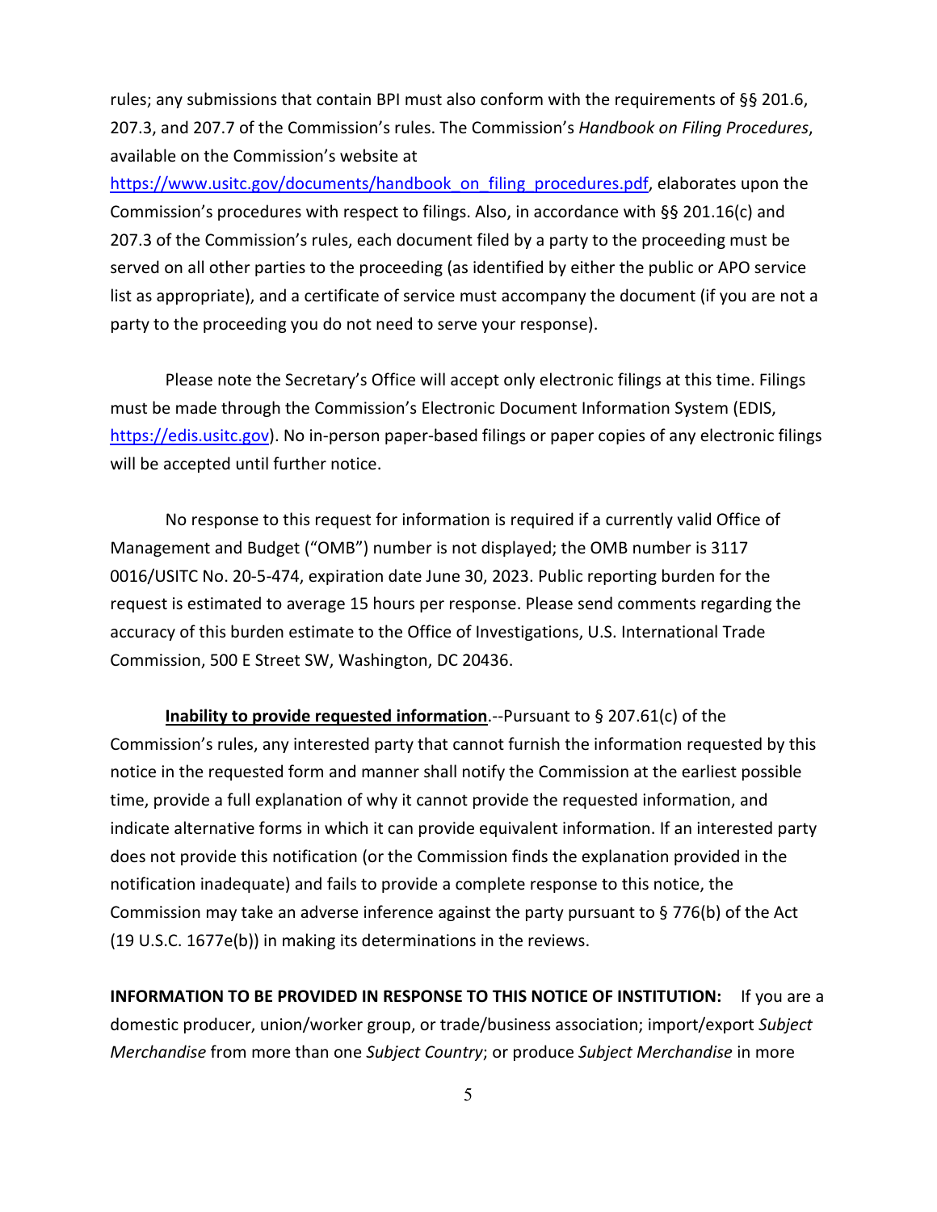rules; any submissions that contain BPI must also conform with the requirements of §§ 201.6, 207.3, and 207.7 of the Commission's rules. The Commission's *Handbook on Filing Procedures*, available on the Commission's website at https://www.usitc.gov/documents/handbook_on_filing_procedures.pdf, elaborates upon the Commission's procedures with respect to filings. Also, in accordance with §§ 201.16(c) and 207.3 of the Commission's rules, each document filed by a party to the proceeding must be served on all other parties to the proceeding (as identified by either the public or APO service list as appropriate), and a certificate of service must accompany the document (if you are not a party to the proceeding you do not need to serve your response).

Please note the Secretary's Office will accept only electronic filings at this time. Filings must be made through the Commission's Electronic Document Information System (EDIS, https://edis.usitc.gov). No in-person paper-based filings or paper copies of any electronic filings will be accepted until further notice.

No response to this request for information is required if a currently valid Office of Management and Budget ("OMB") number is not displayed; the OMB number is 3117 0016/USITC No. 20-5-474, expiration date June 30, 2023. Public reporting burden for the request is estimated to average 15 hours per response. Please send comments regarding the accuracy of this burden estimate to the Office of Investigations, U.S. International Trade Commission, 500 E Street SW, Washington, DC 20436.

**Inability to provide requested information**.--Pursuant to § 207.61(c) of the Commission's rules, any interested party that cannot furnish the information requested by this notice in the requested form and manner shall notify the Commission at the earliest possible time, provide a full explanation of why it cannot provide the requested information, and indicate alternative forms in which it can provide equivalent information. If an interested party does not provide this notification (or the Commission finds the explanation provided in the notification inadequate) and fails to provide a complete response to this notice, the Commission may take an adverse inference against the party pursuant to § 776(b) of the Act (19 U.S.C. 1677e(b)) in making its determinations in the reviews.

**INFORMATION TO BE PROVIDED IN RESPONSE TO THIS NOTICE OF INSTITUTION:** If you are a domestic producer, union/worker group, or trade/business association; import/export *Subject Merchandise* from more than one *Subject Country*; or produce *Subject Merchandise* in more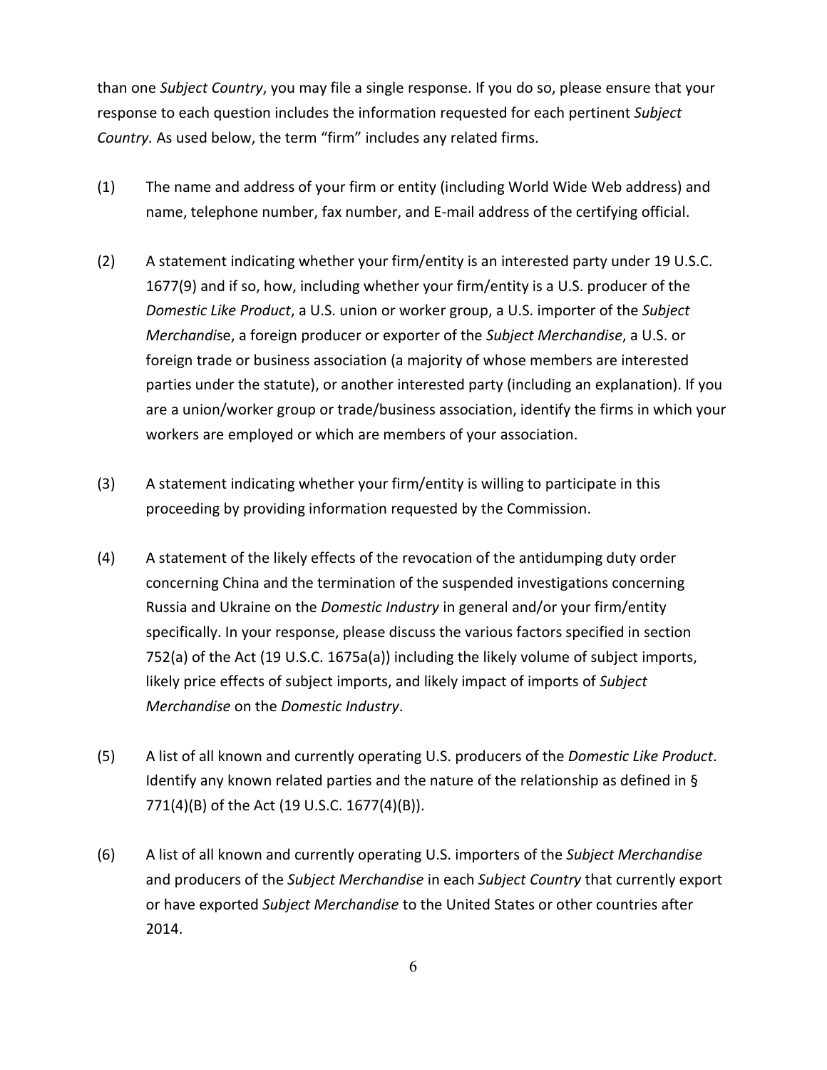than one *Subject Country*, you may file a single response. If you do so, please ensure that your response to each question includes the information requested for each pertinent *Subject Country.* As used below, the term "firm" includes any related firms.

(1) The name and address of your firm or entity (including World Wide Web address) and name, telephone number, fax number, and E-mail address of the certifying official.

(2) A statement indicating whether your firm/entity is an interested party under 19 U.S.C. 1677(9) and if so, how, including whether your firm/entity is a U.S. producer of the *Domestic Like Product*, a U.S. union or worker group, a U.S. importer of the *Subject Merchandis*e, a foreign producer or exporter of the *Subject Merchandise*, a U.S. or foreign trade or business association (a majority of whose members are interested parties under the statute), or another interested party (including an explanation). If you are a union/worker group or trade/business association, identify the firms in which your workers are employed or which are members of your association.

(3) A statement indicating whether your firm/entity is willing to participate in this proceeding by providing information requested by the Commission.

(4) A statement of the likely effects of the revocation of the antidumping duty order concerning China and the termination of the suspended investigations concerning Russia and Ukraine on the *Domestic Industry* in general and/or your firm/entity specifically. In your response, please discuss the various factors specified in section 752(a) of the Act (19 U.S.C. 1675a(a)) including the likely volume of subject imports, likely price effects of subject imports, and likely impact of imports of *Subject Merchandise* on the *Domestic Industry*.

(5) A list of all known and currently operating U.S. producers of the *Domestic Like Product*. Identify any known related parties and the nature of the relationship as defined in § 771(4)(B) of the Act (19 U.S.C. 1677(4)(B)).

(6) A list of all known and currently operating U.S. importers of the *Subject Merchandise* and producers of the *Subject Merchandise* in each *Subject Country* that currently export or have exported *Subject Merchandise* to the United States or other countries after 2014.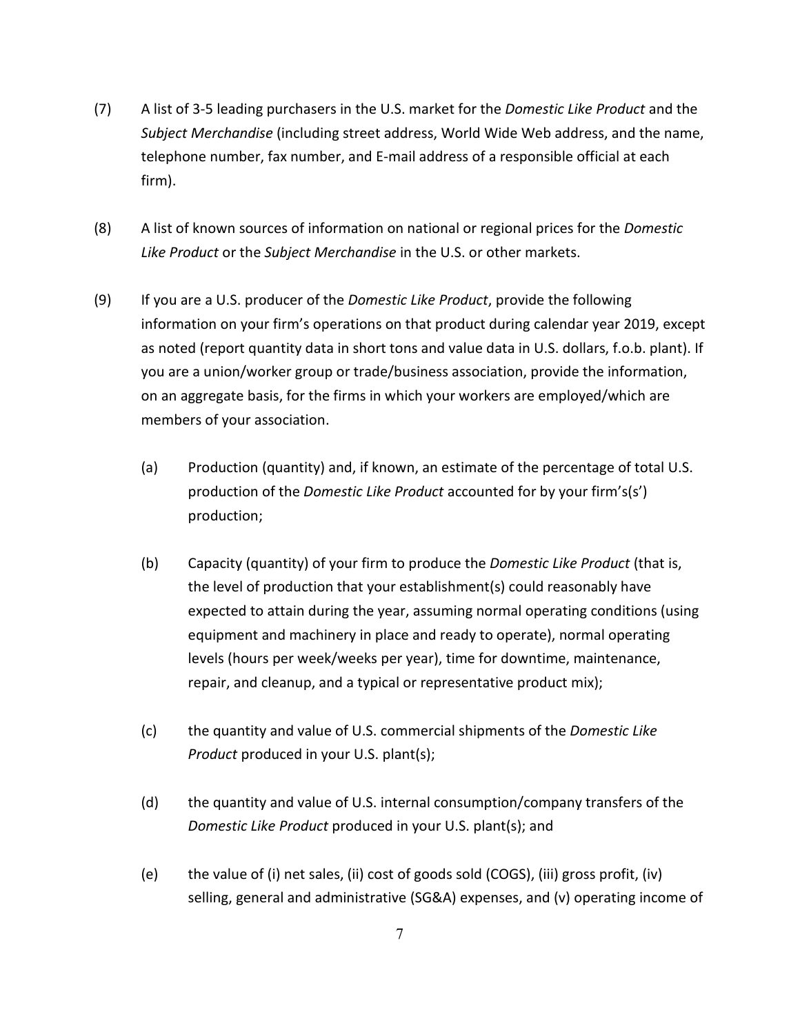(7) A list of 3-5 leading purchasers in the U.S. market for the *Domestic Like Product* and the *Subject Merchandise* (including street address, World Wide Web address, and the name, telephone number, fax number, and E-mail address of a responsible official at each firm).

(8) A list of known sources of information on national or regional prices for the *Domestic Like Product* or the *Subject Merchandise* in the U.S. or other markets.

(9) If you are a U.S. producer of the *Domestic Like Product*, provide the following information on your firm's operations on that product during calendar year 2019, except as noted (report quantity data in short tons and value data in U.S. dollars, f.o.b. plant). If you are a union/worker group or trade/business association, provide the information, on an aggregate basis, for the firms in which your workers are employed/which are members of your association.

   (a) Production (quantity) and, if known, an estimate of the percentage of total U.S. production of the *Domestic Like Product* accounted for by your firm's(s') production;

   (b) Capacity (quantity) of your firm to produce the *Domestic Like Product* (that is, the level of production that your establishment(s) could reasonably have expected to attain during the year, assuming normal operating conditions (using equipment and machinery in place and ready to operate), normal operating levels (hours per week/weeks per year), time for downtime, maintenance, repair, and cleanup, and a typical or representative product mix);

   (c) the quantity and value of U.S. commercial shipments of the *Domestic Like Product* produced in your U.S. plant(s);

   (d) the quantity and value of U.S. internal consumption/company transfers of the *Domestic Like Product* produced in your U.S. plant(s); and

   (e) the value of (i) net sales, (ii) cost of goods sold (COGS), (iii) gross profit, (iv) selling, general and administrative (SG&A) expenses, and (v) operating income of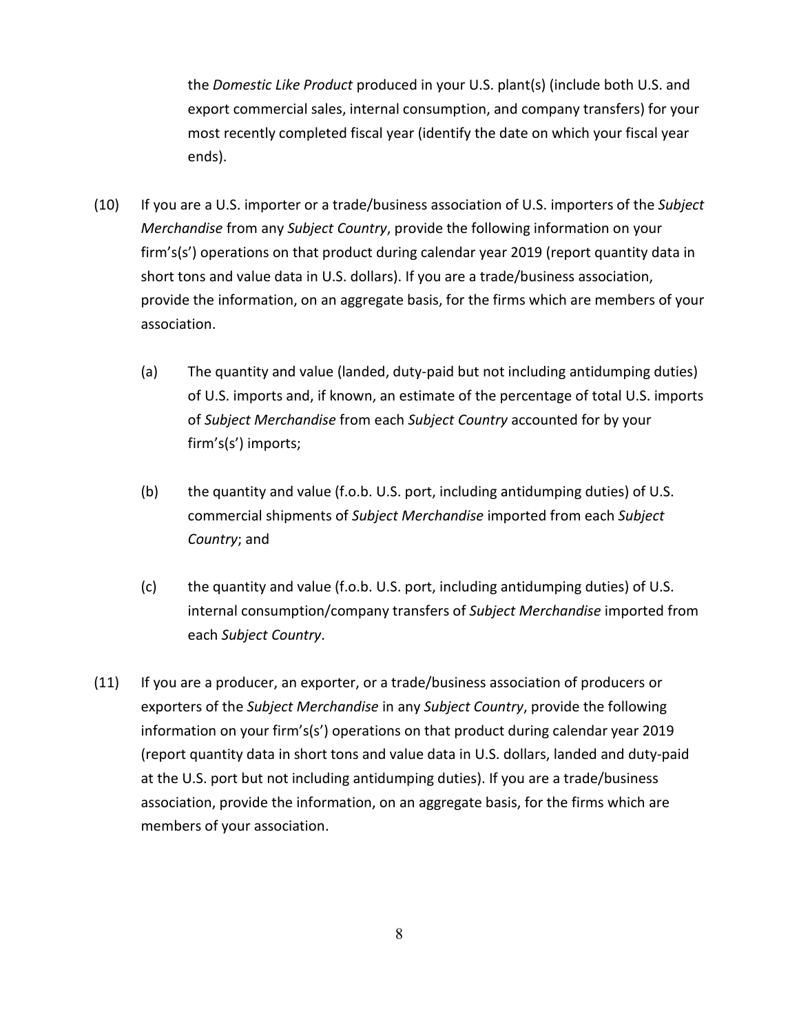the *Domestic Like Product* produced in your U.S. plant(s) (include both U.S. and export commercial sales, internal consumption, and company transfers) for your most recently completed fiscal year (identify the date on which your fiscal year ends).

(10) If you are a U.S. importer or a trade/business association of U.S. importers of the *Subject Merchandise* from any *Subject Country*, provide the following information on your firm's(s') operations on that product during calendar year 2019 (report quantity data in short tons and value data in U.S. dollars). If you are a trade/business association, provide the information, on an aggregate basis, for the firms which are members of your association.

(a) The quantity and value (landed, duty-paid but not including antidumping duties) of U.S. imports and, if known, an estimate of the percentage of total U.S. imports of *Subject Merchandise* from each *Subject Country* accounted for by your firm's(s') imports;

(b) the quantity and value (f.o.b. U.S. port, including antidumping duties) of U.S. commercial shipments of *Subject Merchandise* imported from each *Subject Country*; and

(c) the quantity and value (f.o.b. U.S. port, including antidumping duties) of U.S. internal consumption/company transfers of *Subject Merchandise* imported from each *Subject Country*.

(11) If you are a producer, an exporter, or a trade/business association of producers or exporters of the *Subject Merchandise* in any *Subject Country*, provide the following information on your firm's(s') operations on that product during calendar year 2019 (report quantity data in short tons and value data in U.S. dollars, landed and duty-paid at the U.S. port but not including antidumping duties). If you are a trade/business association, provide the information, on an aggregate basis, for the firms which are members of your association.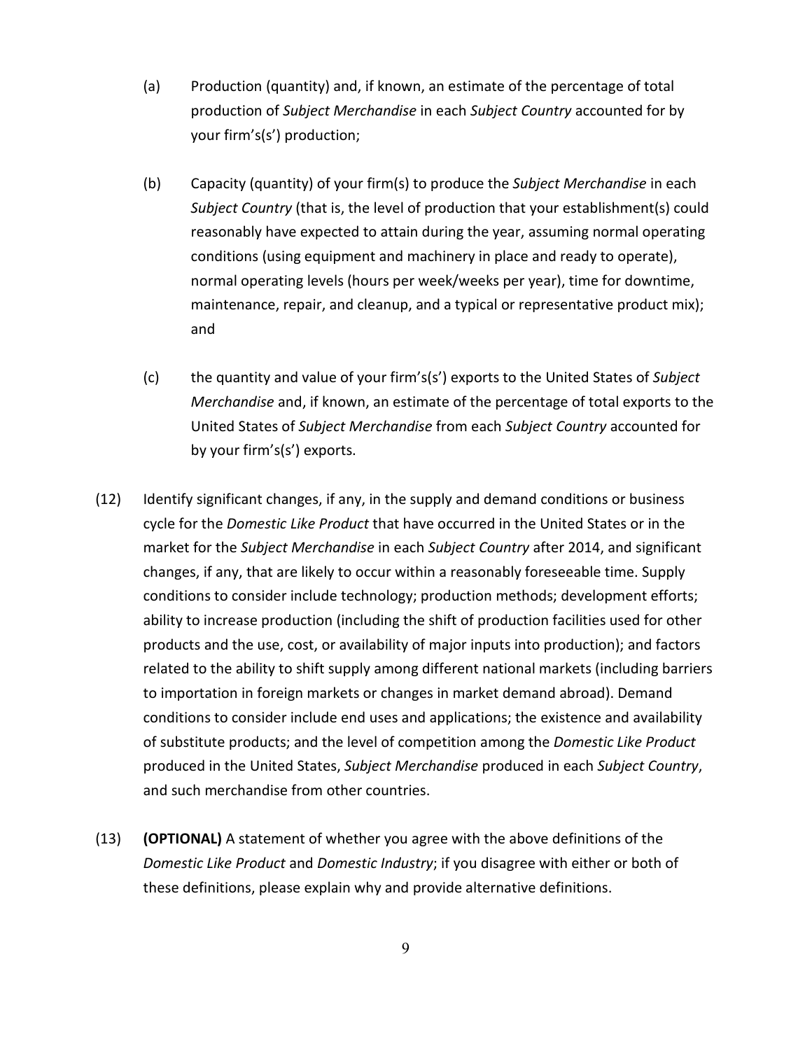(a) Production (quantity) and, if known, an estimate of the percentage of total production of *Subject Merchandise* in each *Subject Country* accounted for by your firm's(s') production;

(b) Capacity (quantity) of your firm(s) to produce the *Subject Merchandise* in each *Subject Country* (that is, the level of production that your establishment(s) could reasonably have expected to attain during the year, assuming normal operating conditions (using equipment and machinery in place and ready to operate), normal operating levels (hours per week/weeks per year), time for downtime, maintenance, repair, and cleanup, and a typical or representative product mix); and

(c) the quantity and value of your firm's(s') exports to the United States of *Subject Merchandise* and, if known, an estimate of the percentage of total exports to the United States of *Subject Merchandise* from each *Subject Country* accounted for by your firm's(s') exports.

(12) Identify significant changes, if any, in the supply and demand conditions or business cycle for the *Domestic Like Product* that have occurred in the United States or in the market for the *Subject Merchandise* in each *Subject Country* after 2014, and significant changes, if any, that are likely to occur within a reasonably foreseeable time. Supply conditions to consider include technology; production methods; development efforts; ability to increase production (including the shift of production facilities used for other products and the use, cost, or availability of major inputs into production); and factors related to the ability to shift supply among different national markets (including barriers to importation in foreign markets or changes in market demand abroad). Demand conditions to consider include end uses and applications; the existence and availability of substitute products; and the level of competition among the *Domestic Like Product* produced in the United States, *Subject Merchandise* produced in each *Subject Country*, and such merchandise from other countries.

(13) **(OPTIONAL)** A statement of whether you agree with the above definitions of the *Domestic Like Product* and *Domestic Industry*; if you disagree with either or both of these definitions, please explain why and provide alternative definitions.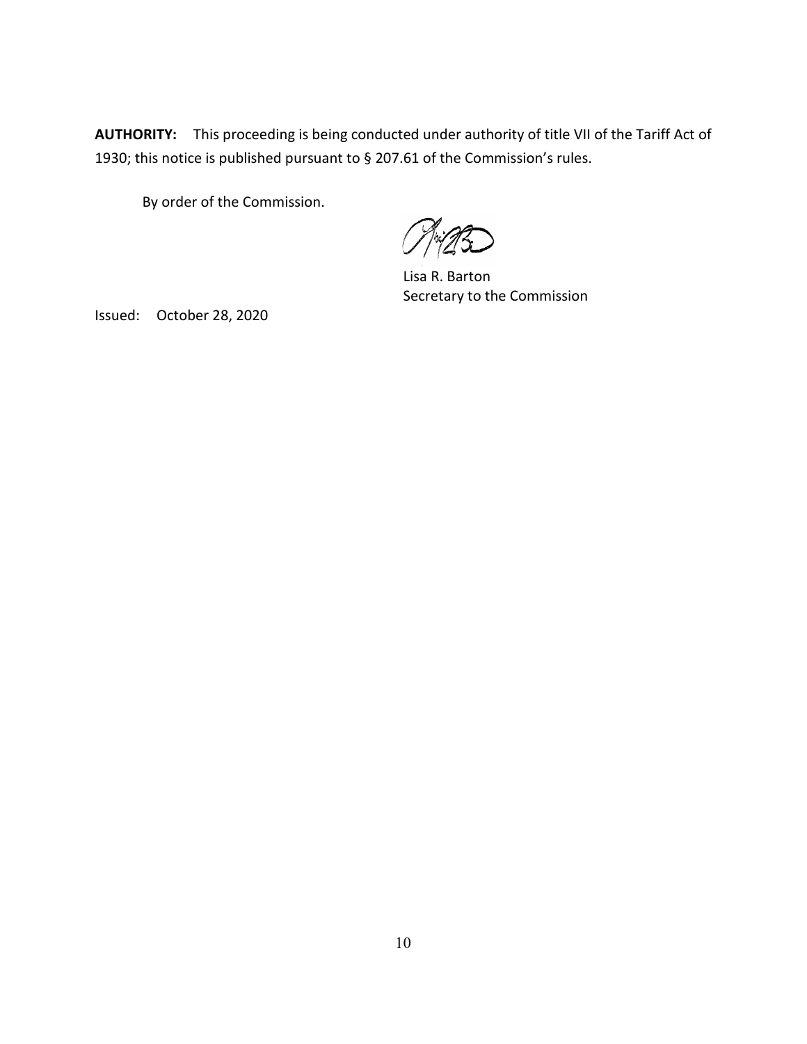**AUTHORITY:** This proceeding is being conducted under authority of title VII of the Tariff Act of 1930; this notice is published pursuant to § 207.61 of the Commission's rules.

By order of the Commission.

Lisa R. Barton
Secretary to the Commission

Issued: October 28, 2020